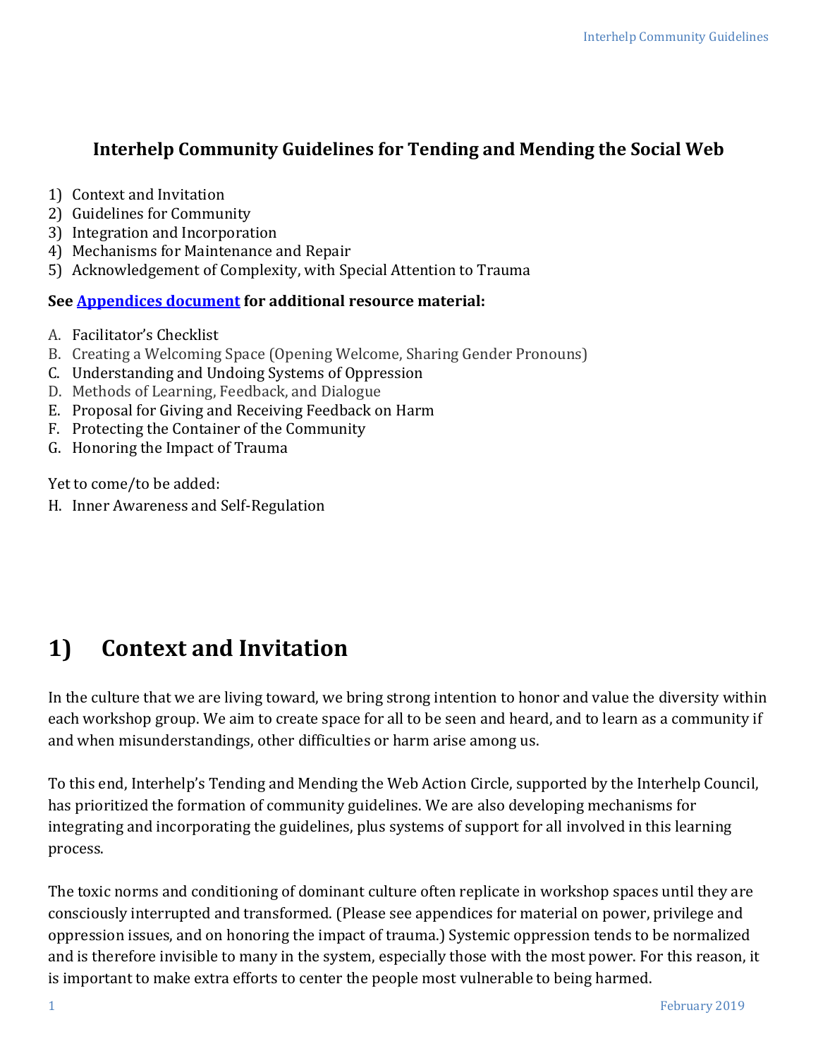# Interhelp Community Guidelines for Tending and Mending the Social Web

1) Context and Invitation
2) Guidelines for Community
3) Integration and Incorporation
4) Mechanisms for Maintenance and Repair
5) Acknowledgement of Complexity, with Special Attention to Trauma

**See [Appendices document] for additional resource material:**

A. Facilitator's Checklist
B. Creating a Welcoming Space (Opening Welcome, Sharing Gender Pronouns)
C. Understanding and Undoing Systems of Oppression
D. Methods of Learning, Feedback, and Dialogue
E. Proposal for Giving and Receiving Feedback on Harm
F. Protecting the Container of the Community
G. Honoring the Impact of Trauma

Yet to come/to be added:

H. Inner Awareness and Self-Regulation

# 1) Context and Invitation

In the culture that we are living toward, we bring strong intention to honor and value the diversity within each workshop group. We aim to create space for all to be seen and heard, and to learn as a community if and when misunderstandings, other difficulties or harm arise among us.

To this end, Interhelp's Tending and Mending the Web Action Circle, supported by the Interhelp Council, has prioritized the formation of community guidelines. We are also developing mechanisms for integrating and incorporating the guidelines, plus systems of support for all involved in this learning process.

The toxic norms and conditioning of dominant culture often replicate in workshop spaces until they are consciously interrupted and transformed. (Please see appendices for material on power, privilege and oppression issues, and on honoring the impact of trauma.) Systemic oppression tends to be normalized and is therefore invisible to many in the system, especially those with the most power. For this reason, it is important to make extra efforts to center the people most vulnerable to being harmed.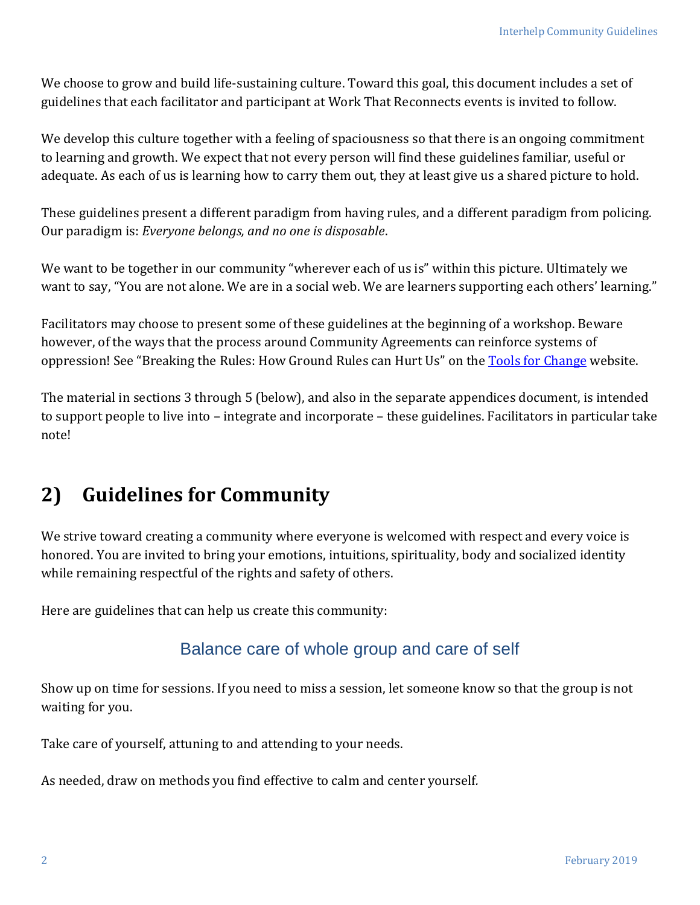We choose to grow and build life-sustaining culture. Toward this goal, this document includes a set of guidelines that each facilitator and participant at Work That Reconnects events is invited to follow.

We develop this culture together with a feeling of spaciousness so that there is an ongoing commitment to learning and growth. We expect that not every person will find these guidelines familiar, useful or adequate. As each of us is learning how to carry them out, they at least give us a shared picture to hold.

These guidelines present a different paradigm from having rules, and a different paradigm from policing. Our paradigm is: *Everyone belongs, and no one is disposable*.

We want to be together in our community "wherever each of us is" within this picture. Ultimately we want to say, "You are not alone. We are in a social web. We are learners supporting each others' learning."

Facilitators may choose to present some of these guidelines at the beginning of a workshop. Beware however, of the ways that the process around Community Agreements can reinforce systems of oppression! See "Breaking the Rules: How Ground Rules can Hurt Us" on the [Tools for Change](Tools for Change) website.

The material in sections 3 through 5 (below), and also in the separate appendices document, is intended to support people to live into – integrate and incorporate – these guidelines. Facilitators in particular take note!

# 2) Guidelines for Community

We strive toward creating a community where everyone is welcomed with respect and every voice is honored. You are invited to bring your emotions, intuitions, spirituality, body and socialized identity while remaining respectful of the rights and safety of others.

Here are guidelines that can help us create this community:

## Balance care of whole group and care of self

Show up on time for sessions. If you need to miss a session, let someone know so that the group is not waiting for you.

Take care of yourself, attuning to and attending to your needs.

As needed, draw on methods you find effective to calm and center yourself.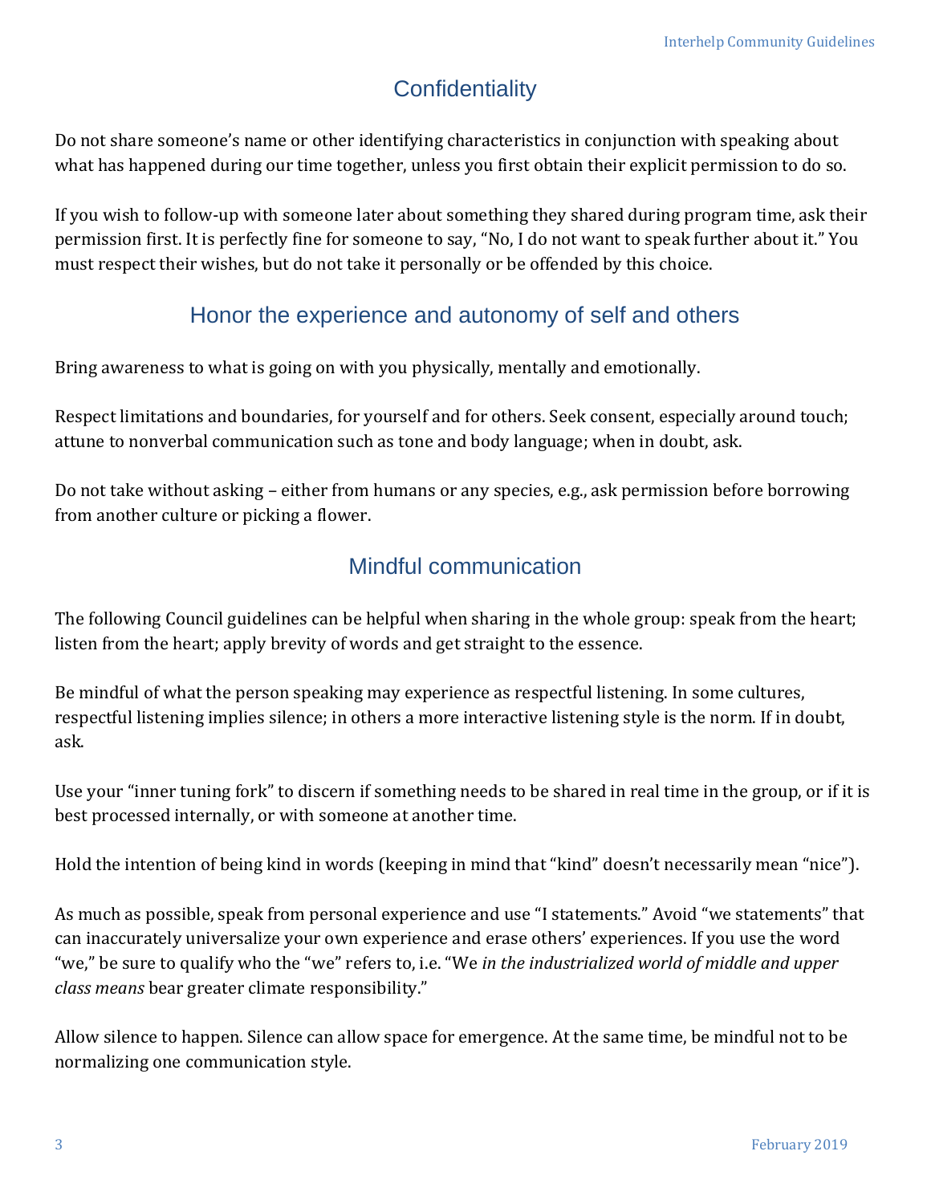## Confidentiality

Do not share someone's name or other identifying characteristics in conjunction with speaking about what has happened during our time together, unless you first obtain their explicit permission to do so.

If you wish to follow-up with someone later about something they shared during program time, ask their permission first. It is perfectly fine for someone to say, "No, I do not want to speak further about it." You must respect their wishes, but do not take it personally or be offended by this choice.

## Honor the experience and autonomy of self and others

Bring awareness to what is going on with you physically, mentally and emotionally.

Respect limitations and boundaries, for yourself and for others. Seek consent, especially around touch; attune to nonverbal communication such as tone and body language; when in doubt, ask.

Do not take without asking – either from humans or any species, e.g., ask permission before borrowing from another culture or picking a flower.

## Mindful communication

The following Council guidelines can be helpful when sharing in the whole group: speak from the heart; listen from the heart; apply brevity of words and get straight to the essence.

Be mindful of what the person speaking may experience as respectful listening. In some cultures, respectful listening implies silence; in others a more interactive listening style is the norm. If in doubt, ask.

Use your "inner tuning fork" to discern if something needs to be shared in real time in the group, or if it is best processed internally, or with someone at another time.

Hold the intention of being kind in words (keeping in mind that "kind" doesn't necessarily mean "nice").

As much as possible, speak from personal experience and use "I statements." Avoid "we statements" that can inaccurately universalize your own experience and erase others' experiences. If you use the word "we," be sure to qualify who the "we" refers to, i.e. "We *in the industrialized world of middle and upper class means* bear greater climate responsibility."

Allow silence to happen. Silence can allow space for emergence. At the same time, be mindful not to be normalizing one communication style.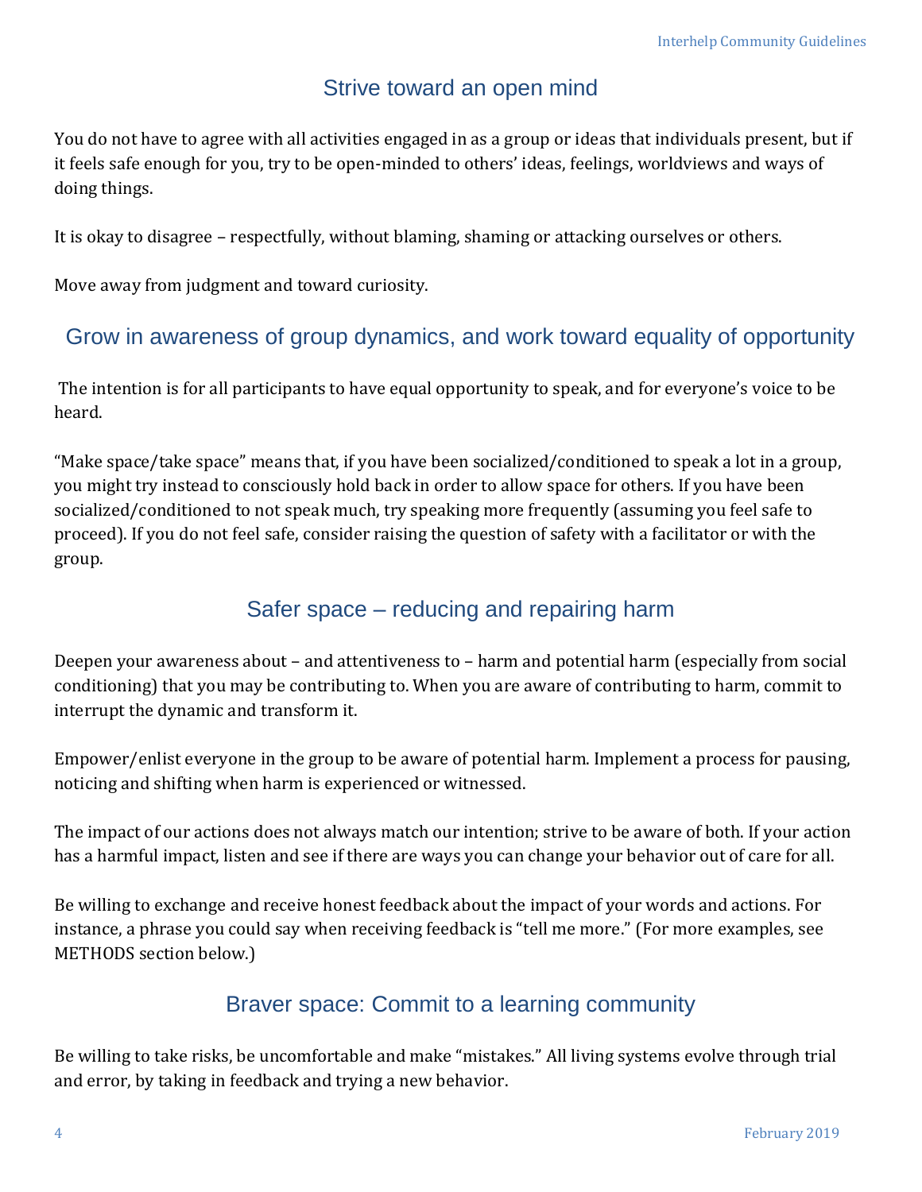## Strive toward an open mind

You do not have to agree with all activities engaged in as a group or ideas that individuals present, but if it feels safe enough for you, try to be open-minded to others' ideas, feelings, worldviews and ways of doing things.

It is okay to disagree – respectfully, without blaming, shaming or attacking ourselves or others.

Move away from judgment and toward curiosity.

## Grow in awareness of group dynamics, and work toward equality of opportunity

The intention is for all participants to have equal opportunity to speak, and for everyone's voice to be heard.

"Make space/take space" means that, if you have been socialized/conditioned to speak a lot in a group, you might try instead to consciously hold back in order to allow space for others. If you have been socialized/conditioned to not speak much, try speaking more frequently (assuming you feel safe to proceed). If you do not feel safe, consider raising the question of safety with a facilitator or with the group.

## Safer space – reducing and repairing harm

Deepen your awareness about – and attentiveness to – harm and potential harm (especially from social conditioning) that you may be contributing to. When you are aware of contributing to harm, commit to interrupt the dynamic and transform it.

Empower/enlist everyone in the group to be aware of potential harm. Implement a process for pausing, noticing and shifting when harm is experienced or witnessed.

The impact of our actions does not always match our intention; strive to be aware of both. If your action has a harmful impact, listen and see if there are ways you can change your behavior out of care for all.

Be willing to exchange and receive honest feedback about the impact of your words and actions. For instance, a phrase you could say when receiving feedback is "tell me more." (For more examples, see METHODS section below.)

## Braver space: Commit to a learning community

Be willing to take risks, be uncomfortable and make "mistakes." All living systems evolve through trial and error, by taking in feedback and trying a new behavior.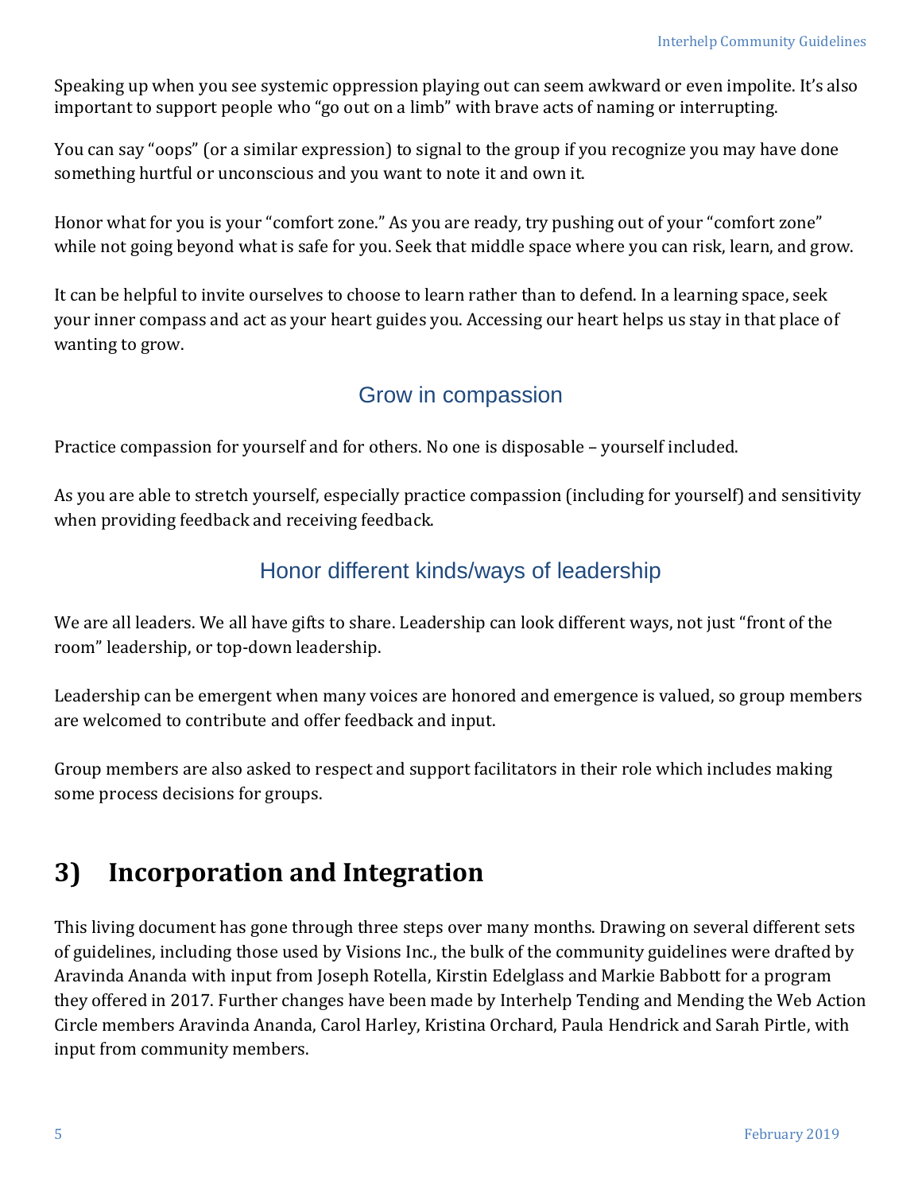Speaking up when you see systemic oppression playing out can seem awkward or even impolite. It's also important to support people who "go out on a limb" with brave acts of naming or interrupting.

You can say "oops" (or a similar expression) to signal to the group if you recognize you may have done something hurtful or unconscious and you want to note it and own it.

Honor what for you is your "comfort zone." As you are ready, try pushing out of your "comfort zone" while not going beyond what is safe for you. Seek that middle space where you can risk, learn, and grow.

It can be helpful to invite ourselves to choose to learn rather than to defend. In a learning space, seek your inner compass and act as your heart guides you. Accessing our heart helps us stay in that place of wanting to grow.

### Grow in compassion

Practice compassion for yourself and for others. No one is disposable – yourself included.

As you are able to stretch yourself, especially practice compassion (including for yourself) and sensitivity when providing feedback and receiving feedback.

### Honor different kinds/ways of leadership

We are all leaders. We all have gifts to share. Leadership can look different ways, not just "front of the room" leadership, or top-down leadership.

Leadership can be emergent when many voices are honored and emergence is valued, so group members are welcomed to contribute and offer feedback and input.

Group members are also asked to respect and support facilitators in their role which includes making some process decisions for groups.

## 3) Incorporation and Integration

This living document has gone through three steps over many months. Drawing on several different sets of guidelines, including those used by Visions Inc., the bulk of the community guidelines were drafted by Aravinda Ananda with input from Joseph Rotella, Kirstin Edelglass and Markie Babbott for a program they offered in 2017. Further changes have been made by Interhelp Tending and Mending the Web Action Circle members Aravinda Ananda, Carol Harley, Kristina Orchard, Paula Hendrick and Sarah Pirtle, with input from community members.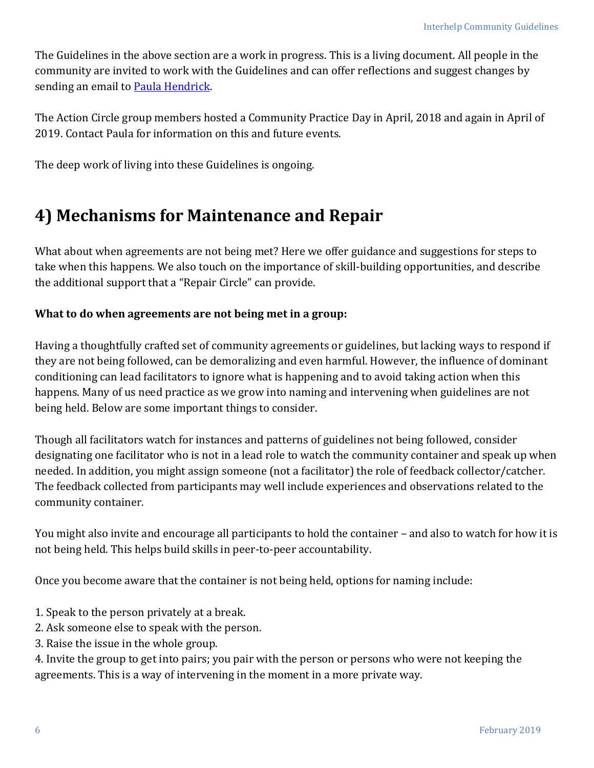The Guidelines in the above section are a work in progress. This is a living document. All people in the community are invited to work with the Guidelines and can offer reflections and suggest changes by sending an email to Paula Hendrick.

The Action Circle group members hosted a Community Practice Day in April, 2018 and again in April of 2019. Contact Paula for information on this and future events.

The deep work of living into these Guidelines is ongoing.

## 4) Mechanisms for Maintenance and Repair

What about when agreements are not being met? Here we offer guidance and suggestions for steps to take when this happens. We also touch on the importance of skill-building opportunities, and describe the additional support that a "Repair Circle" can provide.

**What to do when agreements are not being met in a group:**

Having a thoughtfully crafted set of community agreements or guidelines, but lacking ways to respond if they are not being followed, can be demoralizing and even harmful. However, the influence of dominant conditioning can lead facilitators to ignore what is happening and to avoid taking action when this happens. Many of us need practice as we grow into naming and intervening when guidelines are not being held. Below are some important things to consider.

Though all facilitators watch for instances and patterns of guidelines not being followed, consider designating one facilitator who is not in a lead role to watch the community container and speak up when needed. In addition, you might assign someone (not a facilitator) the role of feedback collector/catcher. The feedback collected from participants may well include experiences and observations related to the community container.

You might also invite and encourage all participants to hold the container – and also to watch for how it is not being held. This helps build skills in peer-to-peer accountability.

Once you become aware that the container is not being held, options for naming include:

1. Speak to the person privately at a break.
2. Ask someone else to speak with the person.
3. Raise the issue in the whole group.
4. Invite the group to get into pairs; you pair with the person or persons who were not keeping the agreements. This is a way of intervening in the moment in a more private way.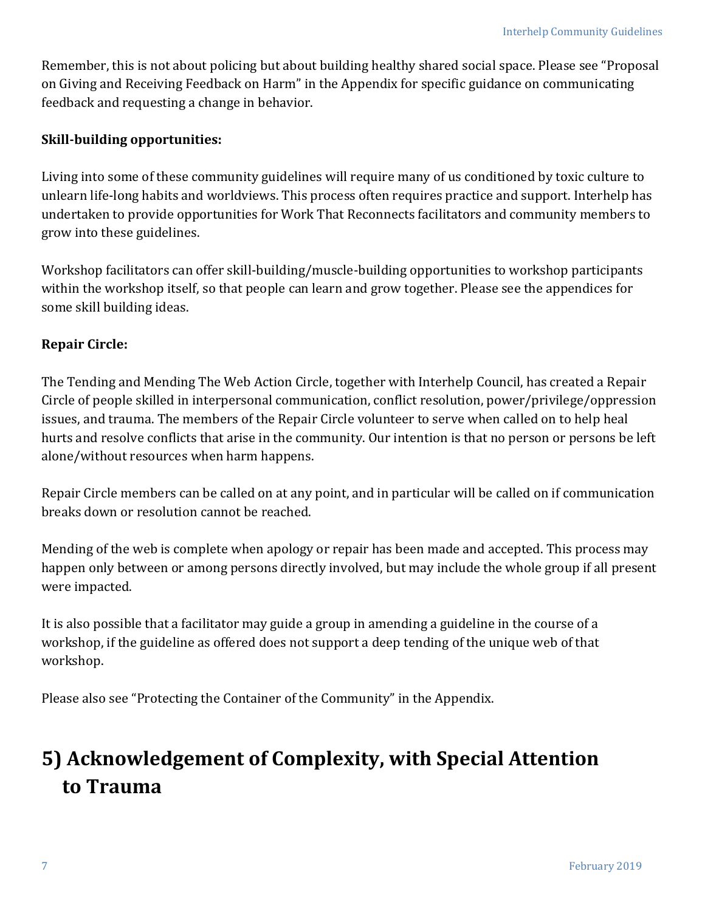Remember, this is not about policing but about building healthy shared social space. Please see "Proposal on Giving and Receiving Feedback on Harm" in the Appendix for specific guidance on communicating feedback and requesting a change in behavior.

**Skill-building opportunities:**

Living into some of these community guidelines will require many of us conditioned by toxic culture to unlearn life-long habits and worldviews. This process often requires practice and support. Interhelp has undertaken to provide opportunities for Work That Reconnects facilitators and community members to grow into these guidelines.

Workshop facilitators can offer skill-building/muscle-building opportunities to workshop participants within the workshop itself, so that people can learn and grow together. Please see the appendices for some skill building ideas.

**Repair Circle:**

The Tending and Mending The Web Action Circle, together with Interhelp Council, has created a Repair Circle of people skilled in interpersonal communication, conflict resolution, power/privilege/oppression issues, and trauma. The members of the Repair Circle volunteer to serve when called on to help heal hurts and resolve conflicts that arise in the community. Our intention is that no person or persons be left alone/without resources when harm happens.

Repair Circle members can be called on at any point, and in particular will be called on if communication breaks down or resolution cannot be reached.

Mending of the web is complete when apology or repair has been made and accepted. This process may happen only between or among persons directly involved, but may include the whole group if all present were impacted.

It is also possible that a facilitator may guide a group in amending a guideline in the course of a workshop, if the guideline as offered does not support a deep tending of the unique web of that workshop.

Please also see "Protecting the Container of the Community" in the Appendix.

# 5) Acknowledgement of Complexity, with Special Attention to Trauma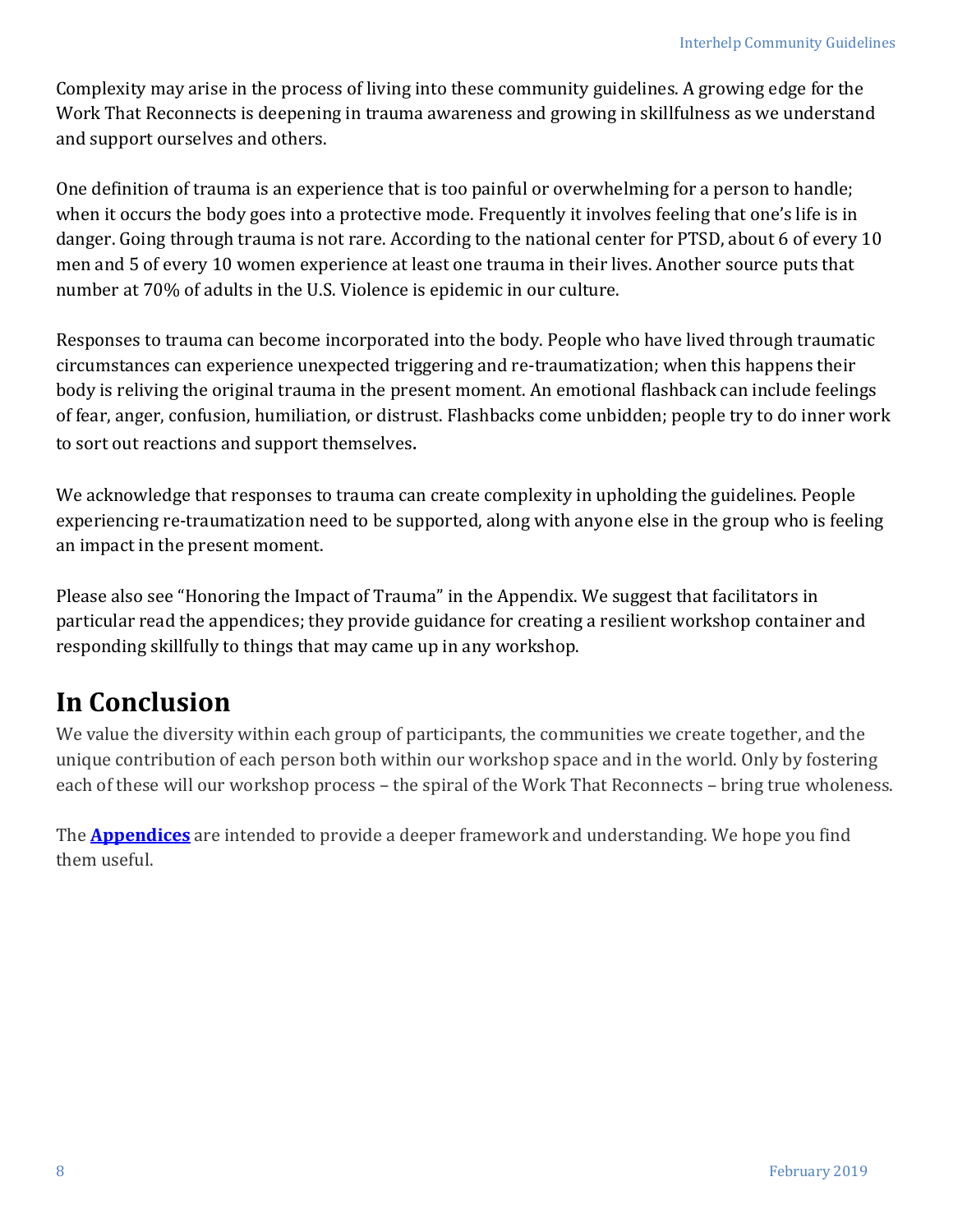Complexity may arise in the process of living into these community guidelines. A growing edge for the Work That Reconnects is deepening in trauma awareness and growing in skillfulness as we understand and support ourselves and others.

One definition of trauma is an experience that is too painful or overwhelming for a person to handle; when it occurs the body goes into a protective mode. Frequently it involves feeling that one's life is in danger. Going through trauma is not rare. According to the national center for PTSD, about 6 of every 10 men and 5 of every 10 women experience at least one trauma in their lives. Another source puts that number at 70% of adults in the U.S. Violence is epidemic in our culture.

Responses to trauma can become incorporated into the body. People who have lived through traumatic circumstances can experience unexpected triggering and re-traumatization; when this happens their body is reliving the original trauma in the present moment. An emotional flashback can include feelings of fear, anger, confusion, humiliation, or distrust. Flashbacks come unbidden; people try to do inner work to sort out reactions and support themselves.

We acknowledge that responses to trauma can create complexity in upholding the guidelines. People experiencing re-traumatization need to be supported, along with anyone else in the group who is feeling an impact in the present moment.

Please also see "Honoring the Impact of Trauma" in the Appendix. We suggest that facilitators in particular read the appendices; they provide guidance for creating a resilient workshop container and responding skillfully to things that may came up in any workshop.

## In Conclusion

We value the diversity within each group of participants, the communities we create together, and the unique contribution of each person both within our workshop space and in the world. Only by fostering each of these will our workshop process – the spiral of the Work That Reconnects – bring true wholeness.

The **Appendices** are intended to provide a deeper framework and understanding. We hope you find them useful.